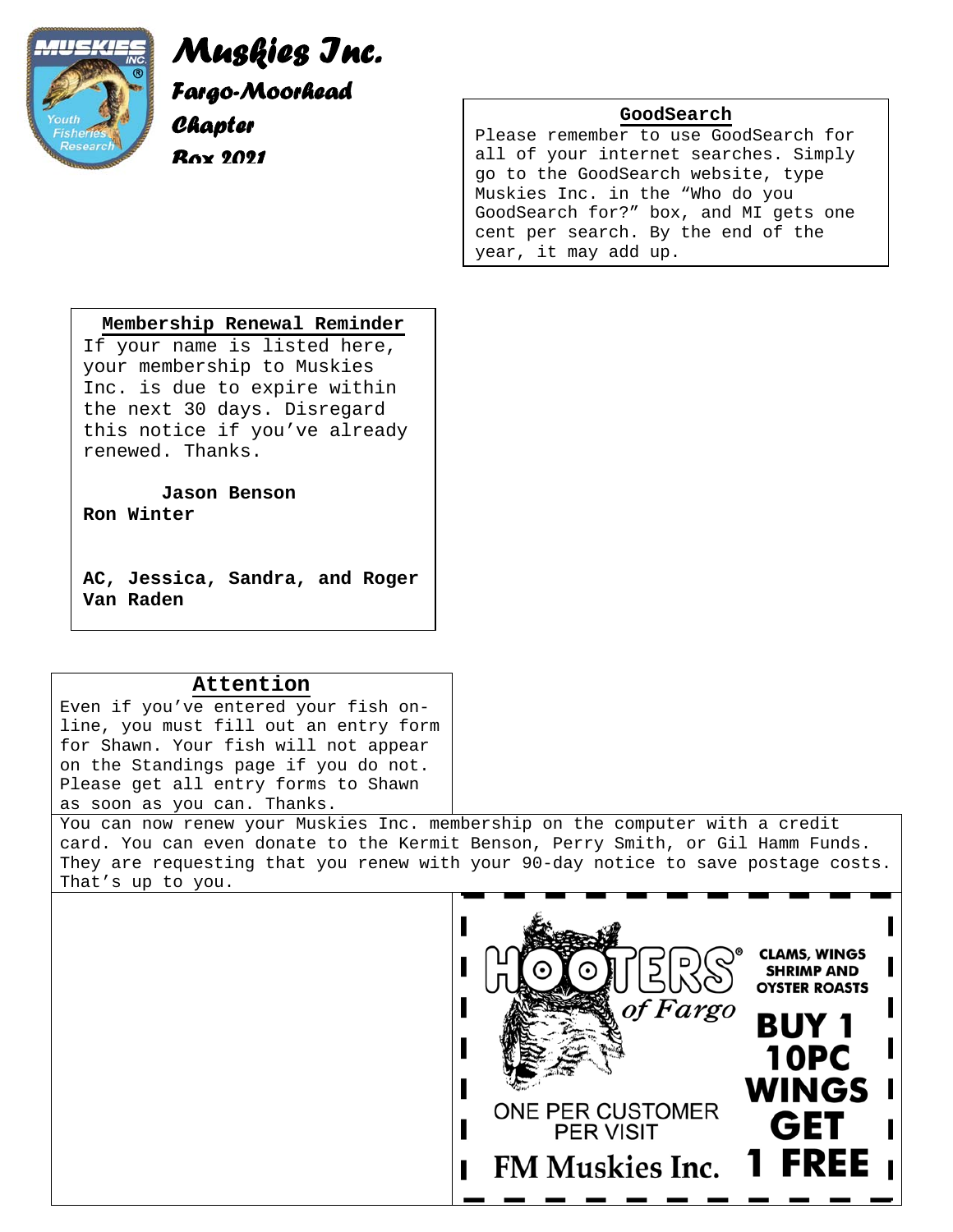# *Muskies Inc.*

## *Fargo-Moorhead Chapter*

### *Box 2021*

**GoodSearch**

Please remember to use GoodSearch for all of your internet searches. Simply go to the GoodSearch website, type Muskies Inc. in the “Who do you GoodSearch for?” box, and MI gets one cent per search. By the end of the year, it may add up.

**Membership Renewal Reminder**

If your name is listed here, your membership to Muskies Inc. is due to expire within the next 30 days. Disregard this notice if you’ve already renewed. Thanks.

**Jason Benson**
**Ron Winter**

**AC, Jessica, Sandra, and Roger Van Raden**

**Attention**

Even if you’ve entered your fish on-line, you must fill out an entry form for Shawn. Your fish will not appear on the Standings page if you do not. Please get all entry forms to Shawn as soon as you can. Thanks.

You can now renew your Muskies Inc. membership on the computer with a credit card. You can even donate to the Kermit Benson, Perry Smith, or Gil Hamm Funds. They are requesting that you renew with your 90-day notice to save postage costs. That’s up to you.

HOOTERS® of Fargo

CLAMS, WINGS SHRIMP AND OYSTER ROASTS

BUY 1 10PC WINGS GET 1 FREE

ONE PER CUSTOMER PER VISIT

FM Muskies Inc.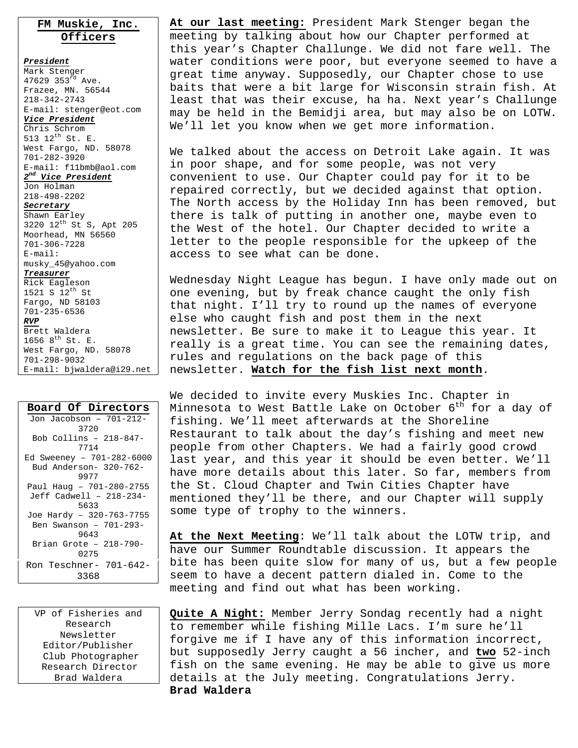## FM Muskie, Inc. Officers

***President***
Mark Stenger
47629 353rd Ave.
Frazee, MN. 56544
218-342-2743
E-mail: stenger@eot.com

***Vice President***
Chris Schrom
513 12th St. E.
West Fargo, ND. 58078
701-282-3920
E-mail: f11bmb@aol.com

***2nd Vice President***
Jon Holman
218-498-2202

***Secretary***
Shawn Earley
3220 12th St S, Apt 205
Moorhead, MN 56560
701-306-7228
E-mail:
musky_45@yahoo.com

***Treasurer***
Rick Eagleson
1521 S 12th St
Fargo, ND 58103
701-235-6536

***RVP***
Brett Waldera
1656 8th St. E.
West Fargo, ND. 58078
701-298-9032
E-mail: bjwaldera@i29.net

## Board Of Directors

Jon Jacobson – 701-212-3720
Bob Collins – 218-847-7714
Ed Sweeney – 701-282-6000
Bud Anderson- 320-762-9977
Paul Haug – 701-280-2755
Jeff Cadwell – 218-234-5633
Joe Hardy – 320-763-7755
Ben Swanson – 701-293-9643
Brian Grote – 218-790-0275
Ron Teschner- 701-642-3368

VP of Fisheries and Research
Newsletter Editor/Publisher
Club Photographer
Research Director
Brad Waldera

**At our last meeting:** President Mark Stenger began the meeting by talking about how our Chapter performed at this year's Chapter Challunge. We did not fare well. The water conditions were poor, but everyone seemed to have a great time anyway. Supposedly, our Chapter chose to use baits that were a bit large for Wisconsin strain fish. At least that was their excuse, ha ha. Next year's Challunge may be held in the Bemidji area, but may also be on LOTW. We'll let you know when we get more information.

We talked about the access on Detroit Lake again. It was in poor shape, and for some people, was not very convenient to use. Our Chapter could pay for it to be repaired correctly, but we decided against that option. The North access by the Holiday Inn has been removed, but there is talk of putting in another one, maybe even to the West of the hotel. Our Chapter decided to write a letter to the people responsible for the upkeep of the access to see what can be done.

Wednesday Night League has begun. I have only made out on one evening, but by freak chance caught the only fish that night. I'll try to round up the names of everyone else who caught fish and post them in the next newsletter. Be sure to make it to League this year. It really is a great time. You can see the remaining dates, rules and regulations on the back page of this newsletter. **Watch for the fish list next month**.

We decided to invite every Muskies Inc. Chapter in Minnesota to West Battle Lake on October 6th for a day of fishing. We'll meet afterwards at the Shoreline Restaurant to talk about the day's fishing and meet new people from other Chapters. We had a fairly good crowd last year, and this year it should be even better. We'll have more details about this later. So far, members from the St. Cloud Chapter and Twin Cities Chapter have mentioned they'll be there, and our Chapter will supply some type of trophy to the winners.

**At the Next Meeting**: We'll talk about the LOTW trip, and have our Summer Roundtable discussion. It appears the bite has been quite slow for many of us, but a few people seem to have a decent pattern dialed in. Come to the meeting and find out what has been working.

**Quite A Night:** Member Jerry Sondag recently had a night to remember while fishing Mille Lacs. I'm sure he'll forgive me if I have any of this information incorrect, but supposedly Jerry caught a 56 incher, and **two** 52-inch fish on the same evening. He may be able to give us more details at the July meeting. Congratulations Jerry.
**Brad Waldera**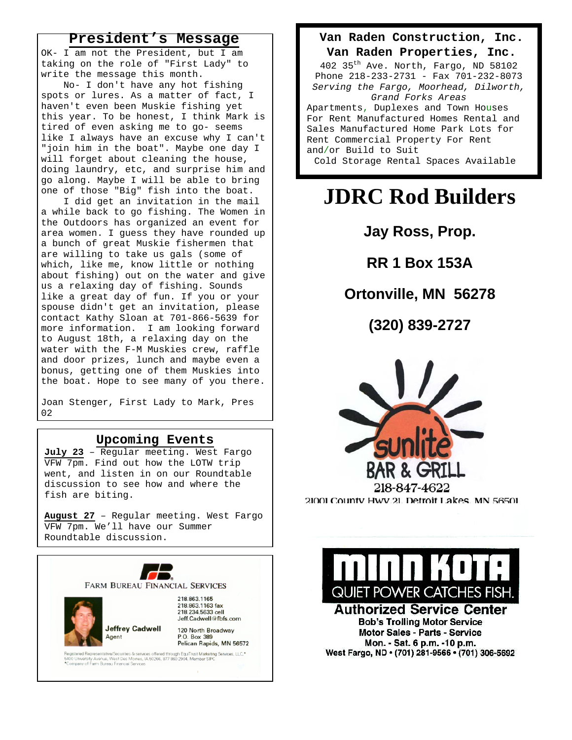## President's Message

OK- I am not the President, but I am taking on the role of "First Lady" to write the message this month.

No- I don't have any hot fishing spots or lures. As a matter of fact, I haven't even been Muskie fishing yet this year. To be honest, I think Mark is tired of even asking me to go- seems like I always have an excuse why I can't "join him in the boat". Maybe one day I will forget about cleaning the house, doing laundry, etc, and surprise him and go along. Maybe I will be able to bring one of those "Big" fish into the boat.

I did get an invitation in the mail a while back to go fishing. The Women in the Outdoors has organized an event for area women. I guess they have rounded up a bunch of great Muskie fishermen that are willing to take us gals (some of which, like me, know little or nothing about fishing) out on the water and give us a relaxing day of fishing. Sounds like a great day of fun. If you or your spouse didn't get an invitation, please contact Kathy Sloan at 701-866-5639 for more information. I am looking forward to August 18th, a relaxing day on the water with the F-M Muskies crew, raffle and door prizes, lunch and maybe even a bonus, getting one of them Muskies into the boat. Hope to see many of you there.

Joan Stenger, First Lady to Mark, Pres 02

## Upcoming Events

**July 23** – Regular meeting. West Fargo VFW 7pm. Find out how the LOTW trip went, and listen in on our Roundtable discussion to see how and where the fish are biting.

**August 27** – Regular meeting. West Fargo VFW 7pm. We'll have our Summer Roundtable discussion.

FARM BUREAU FINANCIAL SERVICES

Jeffrey Cadwell
Agent

218.863.1165
218.863.1163 fax
218.234.5633 cell
Jeff.Cadwell@fbfs.com

120 North Broadway
P.O. Box 389
Pelican Rapids, MN 56572

Registered Representative/Securities & services offered through EquiTrust Marketing Services, LLC.* 5400 University Avenue, West Des Moines, IA 50266, 877 860 2904, Member SIPC
*Company of Farm Bureau Financial Services

**Van Raden Construction, Inc.**
**Van Raden Properties, Inc.**

402 35th Ave. North, Fargo, ND 58102
Phone 218-233-2731 - Fax 701-232-8073
*Serving the Fargo, Moorhead, Dilworth, Grand Forks Areas*

Apartments, Duplexes and Town Houses For Rent Manufactured Homes Rental and Sales Manufactured Home Park Lots for Rent Commercial Property For Rent and/or Build to Suit
Cold Storage Rental Spaces Available

# JDRC Rod Builders

**Jay Ross, Prop.**

**RR 1 Box 153A**

**Ortonville, MN 56278**

**(320) 839-2727**

sunlite BAR & GRILL
218-847-4622
21001 County Hwy 21 Detroit Lakes, MN 56501

MINN KOTA
QUIET POWER CATCHES FISH.
**Authorized Service Center**
**Bob's Trolling Motor Service**
**Motor Sales - Parts - Service**
**Mon. - Sat. 6 p.m. -10 p.m.**
**West Fargo, ND • (701) 281-9566 • (701) 306-5692**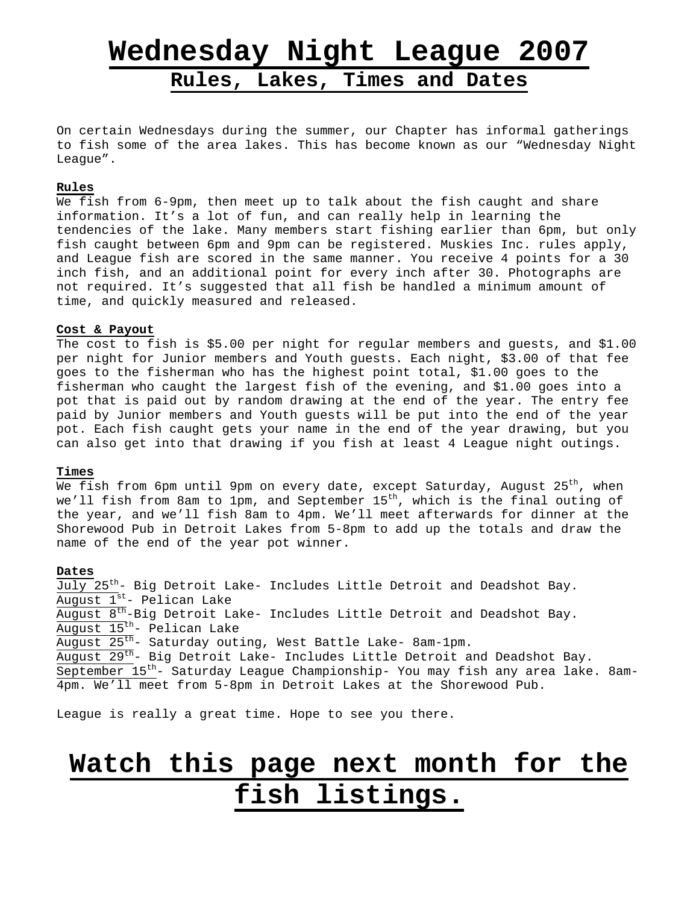# Wednesday Night League 2007

## Rules, Lakes, Times and Dates

On certain Wednesdays during the summer, our Chapter has informal gatherings to fish some of the area lakes. This has become known as our "Wednesday Night League".

**Rules**

We fish from 6-9pm, then meet up to talk about the fish caught and share information. It's a lot of fun, and can really help in learning the tendencies of the lake. Many members start fishing earlier than 6pm, but only fish caught between 6pm and 9pm can be registered. Muskies Inc. rules apply, and League fish are scored in the same manner. You receive 4 points for a 30 inch fish, and an additional point for every inch after 30. Photographs are not required. It's suggested that all fish be handled a minimum amount of time, and quickly measured and released.

**Cost & Payout**

The cost to fish is $5.00 per night for regular members and guests, and $1.00 per night for Junior members and Youth guests. Each night, $3.00 of that fee goes to the fisherman who has the highest point total, $1.00 goes to the fisherman who caught the largest fish of the evening, and $1.00 goes into a pot that is paid out by random drawing at the end of the year. The entry fee paid by Junior members and Youth guests will be put into the end of the year pot. Each fish caught gets your name in the end of the year drawing, but you can also get into that drawing if you fish at least 4 League night outings.

**Times**

We fish from 6pm until 9pm on every date, except Saturday, August 25th, when we'll fish from 8am to 1pm, and September 15th, which is the final outing of the year, and we'll fish 8am to 4pm. We'll meet afterwards for dinner at the Shorewood Pub in Detroit Lakes from 5-8pm to add up the totals and draw the name of the end of the year pot winner.

**Dates**

July 25th- Big Detroit Lake- Includes Little Detroit and Deadshot Bay.
August 1st- Pelican Lake
August 8th-Big Detroit Lake- Includes Little Detroit and Deadshot Bay.
August 15th- Pelican Lake
August 25th- Saturday outing, West Battle Lake- 8am-1pm.
August 29th- Big Detroit Lake- Includes Little Detroit and Deadshot Bay.
September 15th- Saturday League Championship- You may fish any area lake. 8am-4pm. We'll meet from 5-8pm in Detroit Lakes at the Shorewood Pub.

League is really a great time. Hope to see you there.

# Watch this page next month for the fish listings.